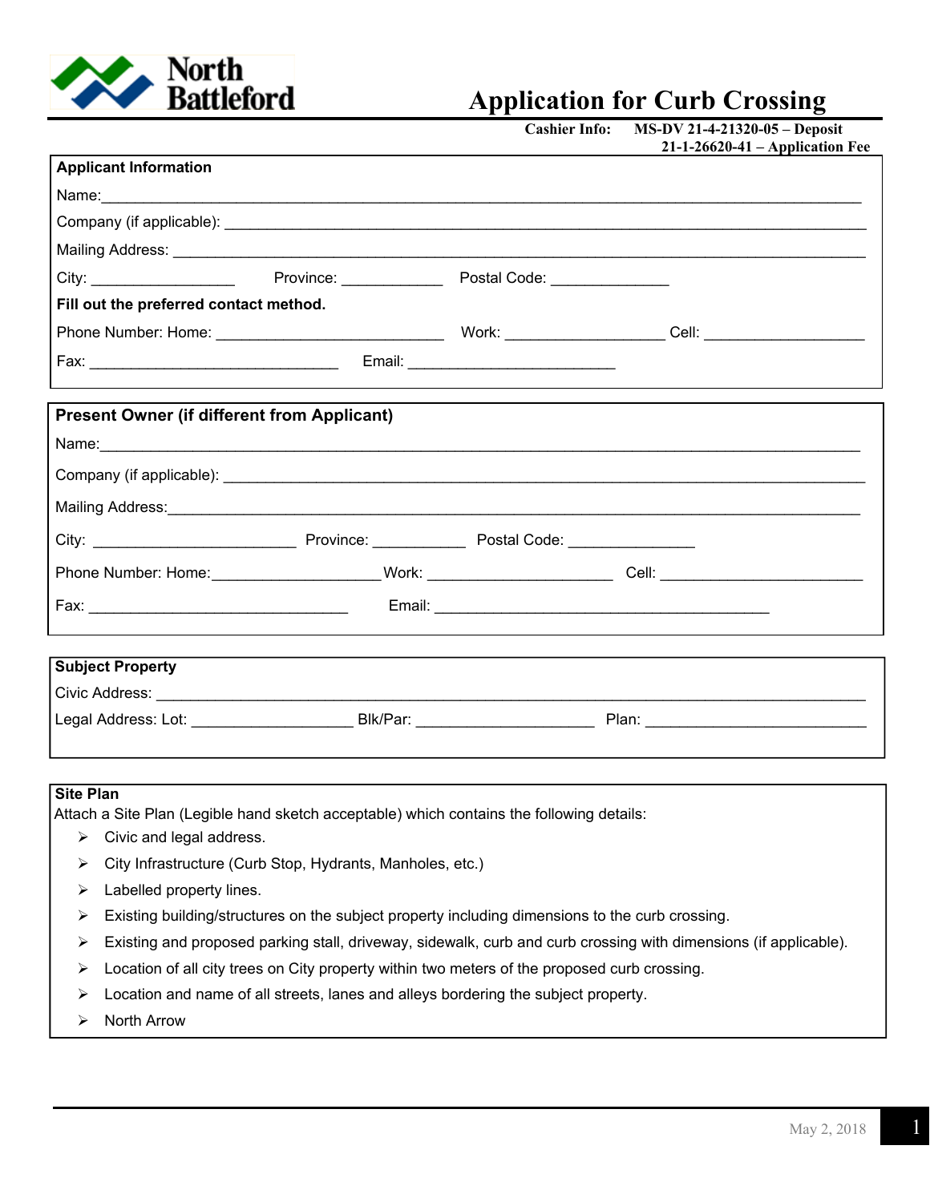North Battleford

# Application for Curb Crossing

**Cashier Info:** **MS-DV 21-4-21320-05 – Deposit**
**21-1-26620-41 – Application Fee**

## Applicant Information

Name: ____________________________________________

Company (if applicable): ____________________________________________

Mailing Address: ____________________________________________

City: ________________ Province: ____________ Postal Code: ______________

**Fill out the preferred contact method.**

Phone Number: Home: ________________________ Work: __________________ Cell: __________________

Fax: ____________________________ Email: ________________________

## Present Owner (if different from Applicant)

Name: ____________________________________________

Company (if applicable): ____________________________________________

Mailing Address: ____________________________________________

City: ________________________ Province: ___________ Postal Code: _______________

Phone Number: Home: ___________________ Work: _____________________ Cell: _______________________

Fax: ______________________________ Email: ________________________________________

## Subject Property

Civic Address: ____________________________________________

Legal Address: Lot: __________________ Blk/Par: ____________________ Plan: _________________________

## Site Plan

Attach a Site Plan (Legible hand sketch acceptable) which contains the following details:

- Civic and legal address.
- City Infrastructure (Curb Stop, Hydrants, Manholes, etc.)
- Labelled property lines.
- Existing building/structures on the subject property including dimensions to the curb crossing.
- Existing and proposed parking stall, driveway, sidewalk, curb and curb crossing with dimensions (if applicable).
- Location of all city trees on City property within two meters of the proposed curb crossing.
- Location and name of all streets, lanes and alleys bordering the subject property.
- North Arrow

May 2, 2018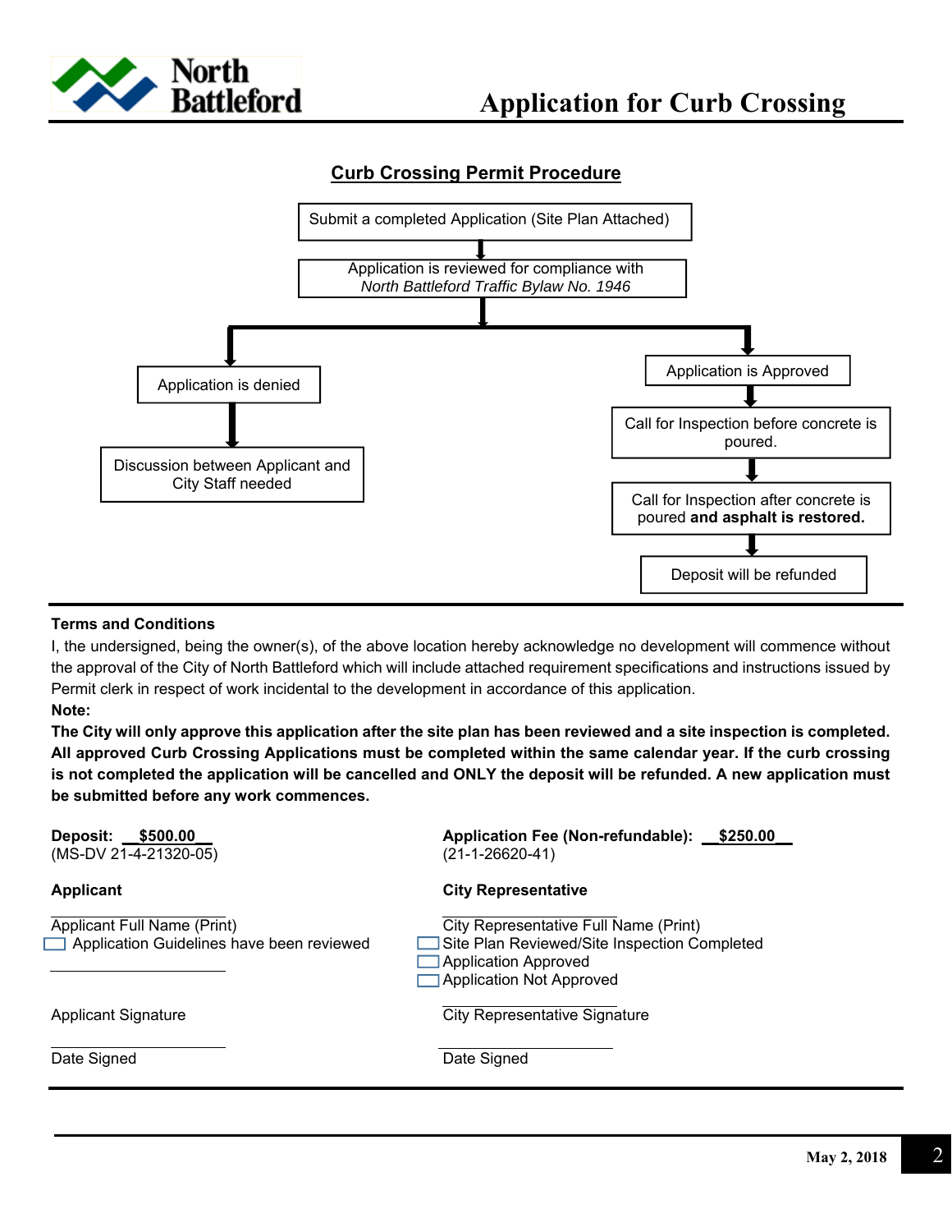# Application for Curb Crossing

## Curb Crossing Permit Procedure

Submit a completed Application (Site Plan Attached)

↓

Application is reviewed for compliance with *North Battleford Traffic Bylaw No. 1946*

↓

- Application is denied
  - ↓
  - Discussion between Applicant and City Staff needed
- Application is Approved
  - ↓
  - Call for Inspection before concrete is poured.
  - ↓
  - Call for Inspection after concrete is poured **and asphalt is restored.**
  - ↓
  - Deposit will be refunded

**Terms and Conditions**

I, the undersigned, being the owner(s), of the above location hereby acknowledge no development will commence without the approval of the City of North Battleford which will include attached requirement specifications and instructions issued by Permit clerk in respect of work incidental to the development in accordance of this application.

**Note:**

**The City will only approve this application after the site plan has been reviewed and a site inspection is completed. All approved Curb Crossing Applications must be completed within the same calendar year. If the curb crossing is not completed the application will be cancelled and ONLY the deposit will be refunded. A new application must be submitted before any work commences.**

**Deposit: $500.00**
(MS-DV 21-4-21320-05)

**Application Fee (Non-refundable): $250.00**
(21-1-26620-41)

**Applicant**

\_\_\_\_\_\_\_\_\_\_\_\_\_\_\_\_\_\_\_\_
Applicant Full Name (Print)

☐ Application Guidelines have been reviewed

\_\_\_\_\_\_\_\_\_\_\_\_\_\_\_\_\_\_\_\_
Applicant Signature

\_\_\_\_\_\_\_\_\_\_\_\_\_\_\_\_\_\_\_\_
Date Signed

**City Representative**

\_\_\_\_\_\_\_\_\_\_\_\_\_\_\_\_\_\_\_\_
City Representative Full Name (Print)

☐ Site Plan Reviewed/Site Inspection Completed
☐ Application Approved
☐ Application Not Approved

\_\_\_\_\_\_\_\_\_\_\_\_\_\_\_\_\_\_\_\_
City Representative Signature

\_\_\_\_\_\_\_\_\_\_\_\_\_\_\_\_\_\_\_\_
Date Signed

May 2, 2018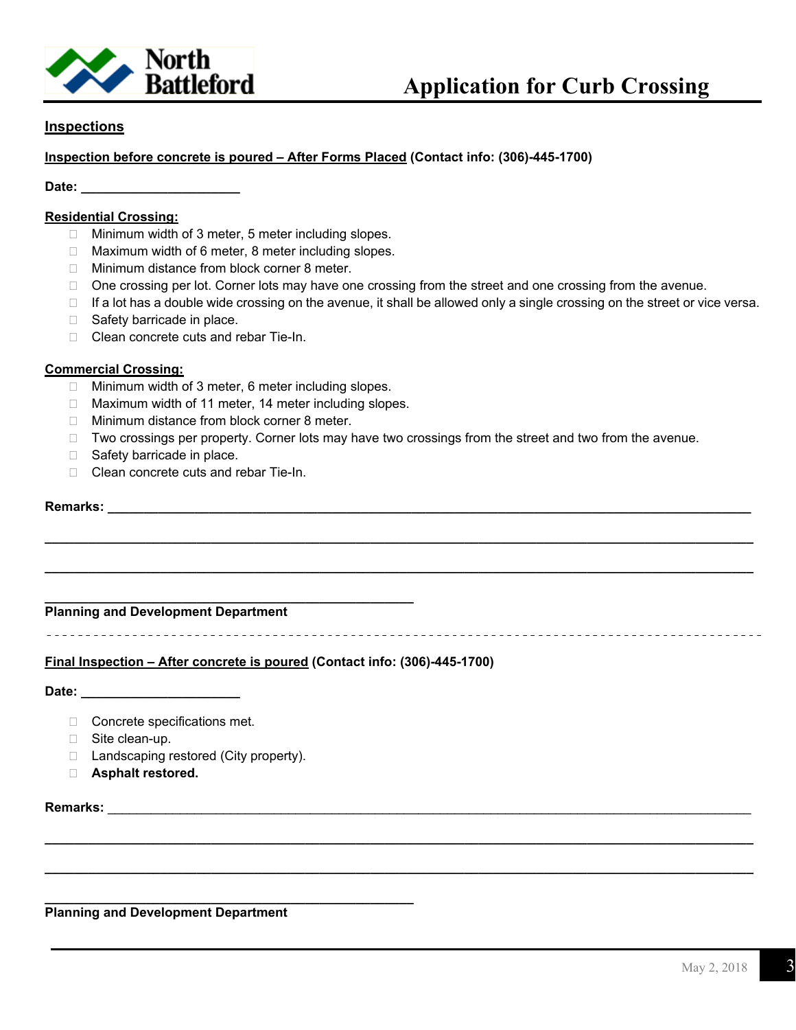# Application for Curb Crossing

## Inspections

**Inspection before concrete is poured – After Forms Placed (Contact info: (306)-445-1700)**

**Date:** ______________________

**Residential Crossing:**

- ☐ Minimum width of 3 meter, 5 meter including slopes.
- ☐ Maximum width of 6 meter, 8 meter including slopes.
- ☐ Minimum distance from block corner 8 meter.
- ☐ One crossing per lot. Corner lots may have one crossing from the street and one crossing from the avenue.
- ☐ If a lot has a double wide crossing on the avenue, it shall be allowed only a single crossing on the street or vice versa.
- ☐ Safety barricade in place.
- ☐ Clean concrete cuts and rebar Tie-In.

**Commercial Crossing:**

- ☐ Minimum width of 3 meter, 6 meter including slopes.
- ☐ Maximum width of 11 meter, 14 meter including slopes.
- ☐ Minimum distance from block corner 8 meter.
- ☐ Two crossings per property. Corner lots may have two crossings from the street and two from the avenue.
- ☐ Safety barricade in place.
- ☐ Clean concrete cuts and rebar Tie-In.

**Remarks:** ______________________________________________________________________________

______________________________________________________________________________

______________________________________________________________________________

______________________________________________

**Planning and Development Department**

---

**Final Inspection – After concrete is poured (Contact info: (306)-445-1700)**

**Date:** ______________________

- ☐ Concrete specifications met.
- ☐ Site clean-up.
- ☐ Landscaping restored (City property).
- ☐ **Asphalt restored.**

**Remarks:** ______________________________________________________________________________

______________________________________________________________________________

______________________________________________________________________________

______________________________________________

**Planning and Development Department**

May 2, 2018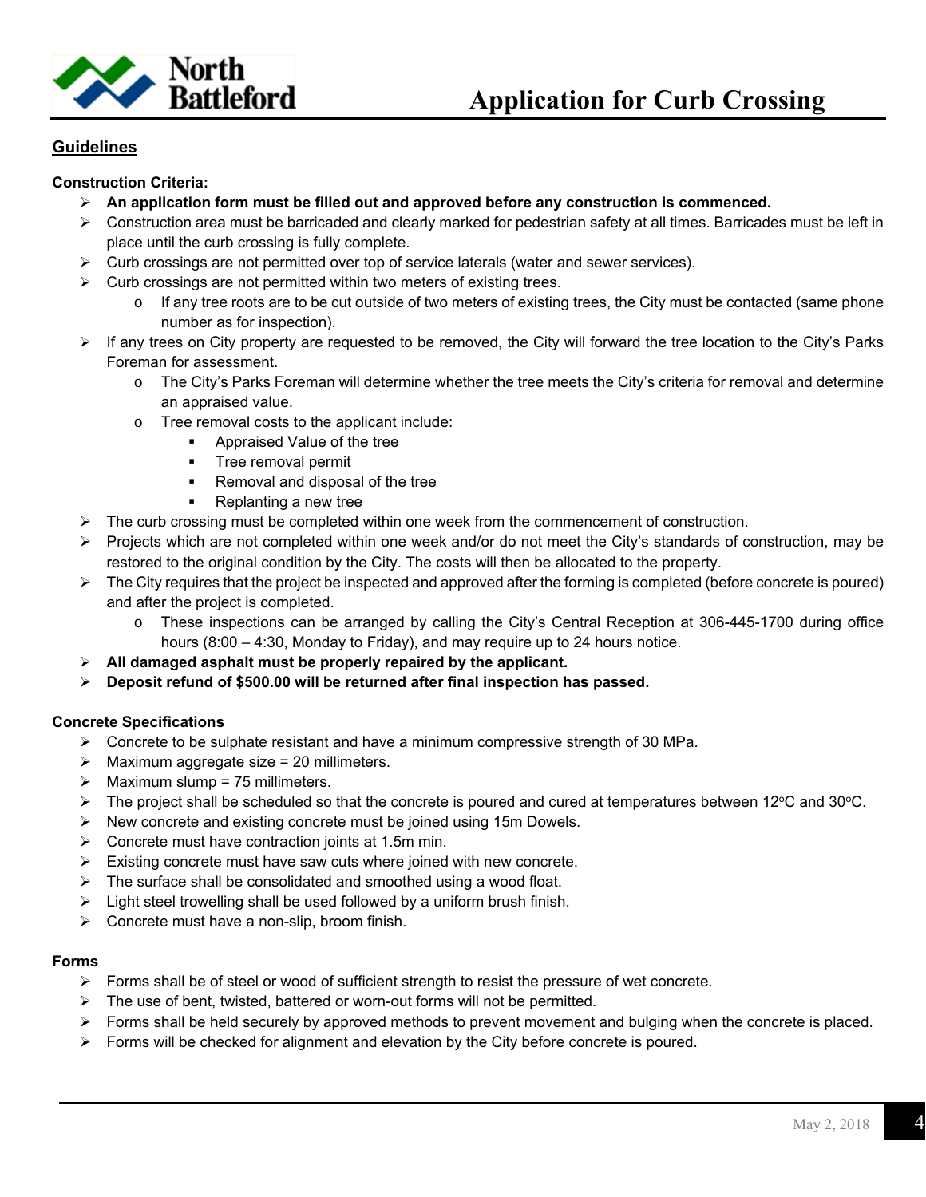# Application for Curb Crossing

## Guidelines

**Construction Criteria:**

- **An application form must be filled out and approved before any construction is commenced.**
- Construction area must be barricaded and clearly marked for pedestrian safety at all times. Barricades must be left in place until the curb crossing is fully complete.
- Curb crossings are not permitted over top of service laterals (water and sewer services).
- Curb crossings are not permitted within two meters of existing trees.
  - If any tree roots are to be cut outside of two meters of existing trees, the City must be contacted (same phone number as for inspection).
- If any trees on City property are requested to be removed, the City will forward the tree location to the City's Parks Foreman for assessment.
  - The City's Parks Foreman will determine whether the tree meets the City's criteria for removal and determine an appraised value.
  - Tree removal costs to the applicant include:
    - Appraised Value of the tree
    - Tree removal permit
    - Removal and disposal of the tree
    - Replanting a new tree
- The curb crossing must be completed within one week from the commencement of construction.
- Projects which are not completed within one week and/or do not meet the City's standards of construction, may be restored to the original condition by the City. The costs will then be allocated to the property.
- The City requires that the project be inspected and approved after the forming is completed (before concrete is poured) and after the project is completed.
  - These inspections can be arranged by calling the City's Central Reception at 306-445-1700 during office hours (8:00 – 4:30, Monday to Friday), and may require up to 24 hours notice.
- **All damaged asphalt must be properly repaired by the applicant.**
- **Deposit refund of $500.00 will be returned after final inspection has passed.**

**Concrete Specifications**

- Concrete to be sulphate resistant and have a minimum compressive strength of 30 MPa.
- Maximum aggregate size = 20 millimeters.
- Maximum slump = 75 millimeters.
- The project shall be scheduled so that the concrete is poured and cured at temperatures between 12°C and 30°C.
- New concrete and existing concrete must be joined using 15m Dowels.
- Concrete must have contraction joints at 1.5m min.
- Existing concrete must have saw cuts where joined with new concrete.
- The surface shall be consolidated and smoothed using a wood float.
- Light steel trowelling shall be used followed by a uniform brush finish.
- Concrete must have a non-slip, broom finish.

**Forms**

- Forms shall be of steel or wood of sufficient strength to resist the pressure of wet concrete.
- The use of bent, twisted, battered or worn-out forms will not be permitted.
- Forms shall be held securely by approved methods to prevent movement and bulging when the concrete is placed.
- Forms will be checked for alignment and elevation by the City before concrete is poured.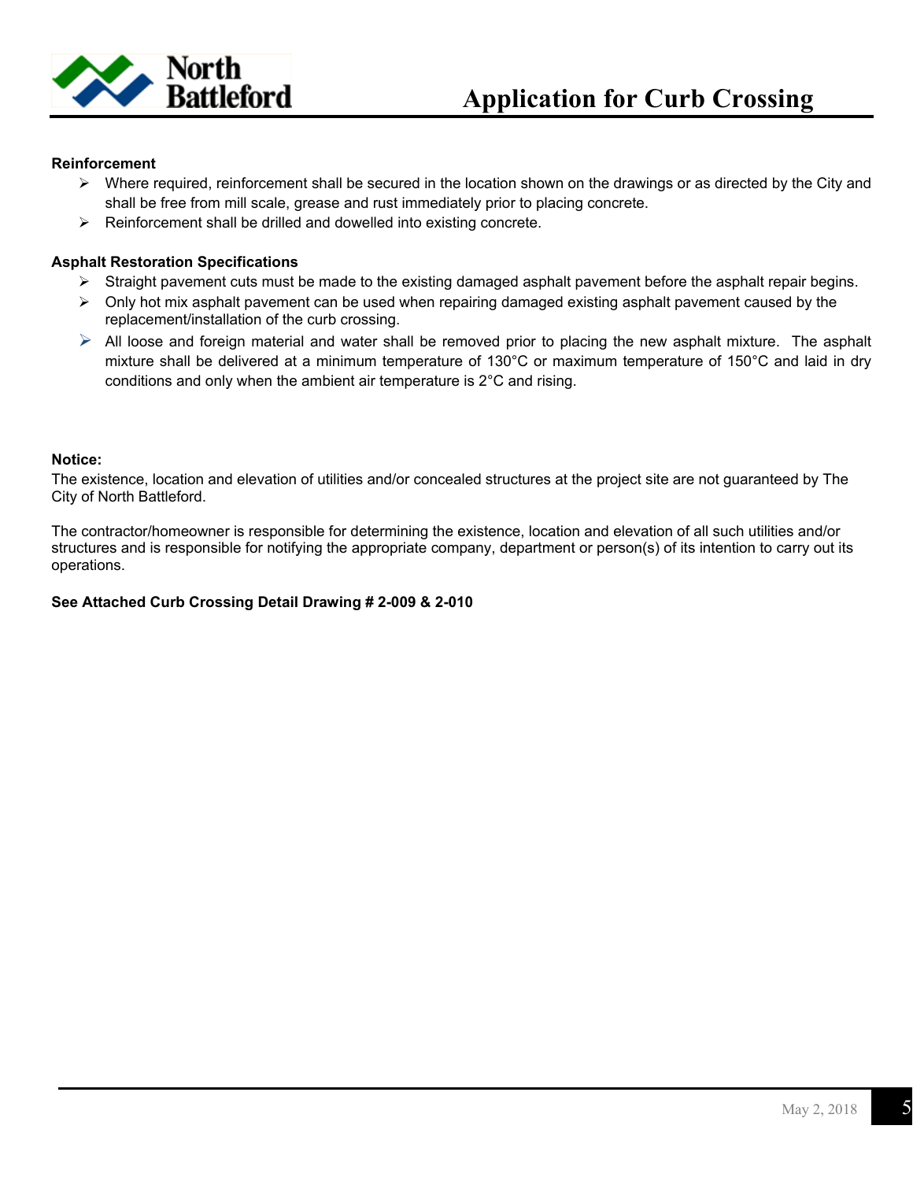**Reinforcement**

- Where required, reinforcement shall be secured in the location shown on the drawings or as directed by the City and shall be free from mill scale, grease and rust immediately prior to placing concrete.
- Reinforcement shall be drilled and dowelled into existing concrete.

**Asphalt Restoration Specifications**

- Straight pavement cuts must be made to the existing damaged asphalt pavement before the asphalt repair begins.
- Only hot mix asphalt pavement can be used when repairing damaged existing asphalt pavement caused by the replacement/installation of the curb crossing.
- All loose and foreign material and water shall be removed prior to placing the new asphalt mixture. The asphalt mixture shall be delivered at a minimum temperature of 130°C or maximum temperature of 150°C and laid in dry conditions and only when the ambient air temperature is 2°C and rising.

**Notice:**

The existence, location and elevation of utilities and/or concealed structures at the project site are not guaranteed by The City of North Battleford.

The contractor/homeowner is responsible for determining the existence, location and elevation of all such utilities and/or structures and is responsible for notifying the appropriate company, department or person(s) of its intention to carry out its operations.

**See Attached Curb Crossing Detail Drawing # 2-009 & 2-010**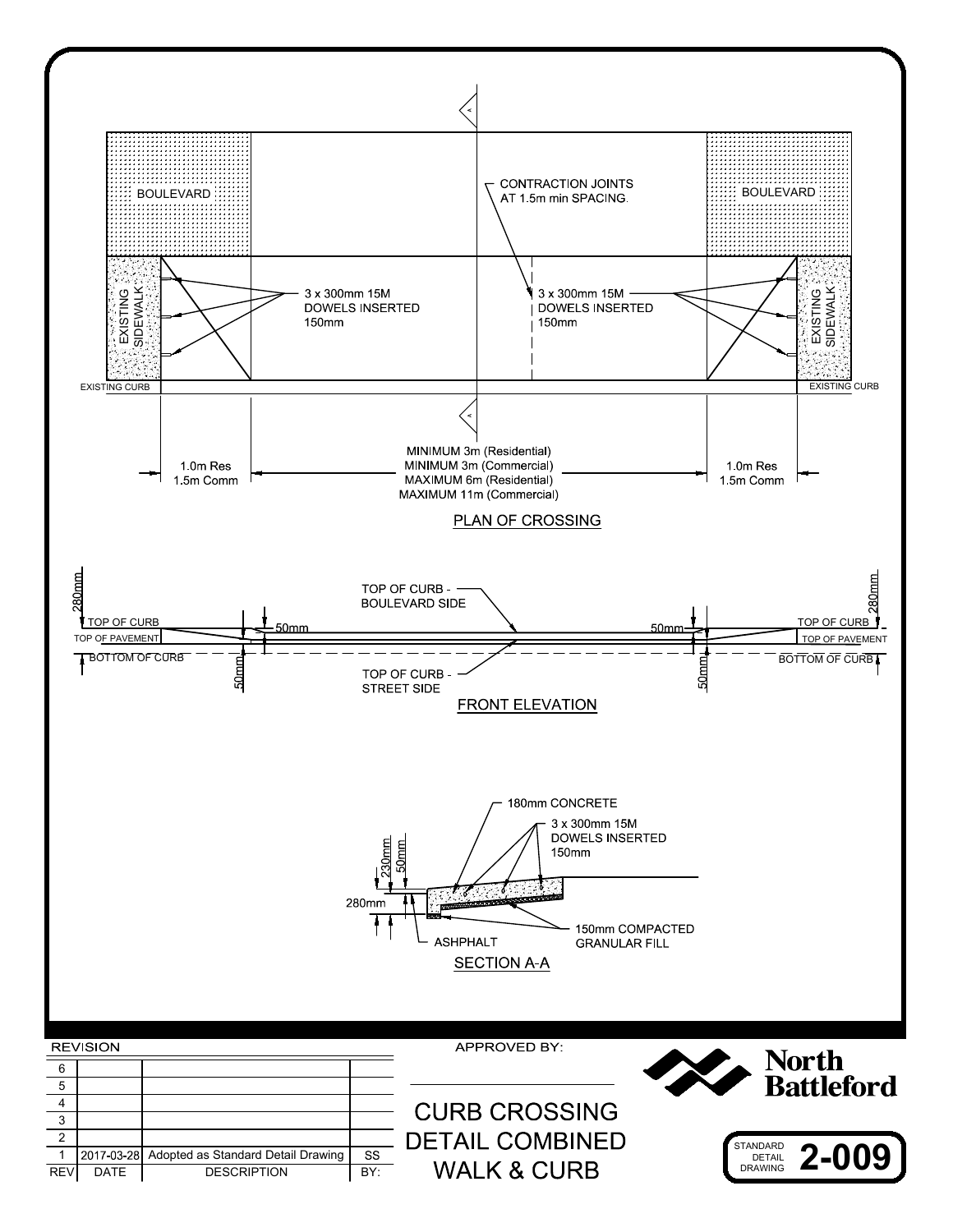## PLAN OF CROSSING

BOULEVARD

BOULEVARD

CONTRACTION JOINTS AT 1.5m min SPACING.

EXISTING SIDEWALK

EXISTING SIDEWALK

3 x 300mm 15M DOWELS INSERTED 150mm

3 x 300mm 15M DOWELS INSERTED 150mm

EXISTING CURB

EXISTING CURB

1.0m Res
1.5m Comm

MINIMUM 3m (Residential)
MINIMUM 3m (Commercial)
MAXIMUM 6m (Residential)
MAXIMUM 11m (Commercial)

1.0m Res
1.5m Comm

## FRONT ELEVATION

280mm

TOP OF CURB

TOP OF PAVEMENT

BOTTOM OF CURB

TOP OF CURB - BOULEVARD SIDE

50mm

50mm

TOP OF CURB - STREET SIDE

50mm

50mm

280mm

TOP OF CURB

TOP OF PAVEMENT

BOTTOM OF CURB

## SECTION A-A

180mm CONCRETE

3 x 300mm 15M DOWELS INSERTED 150mm

230mm

50mm

280mm

ASHPHALT

150mm COMPACTED GRANULAR FILL

| REVISION | | | |
|---|---|---|---|
| 6 | | | |
| 5 | | | |
| 4 | | | |
| 3 | | | |
| 2 | | | |
| 1 | 2017-03-28 | Adopted as Standard Detail Drawing | SS |
| REV | DATE | DESCRIPTION | BY: |

APPROVED BY:

# CURB CROSSING DETAIL COMBINED WALK & CURB

North Battleford

STANDARD DETAIL DRAWING **2-009**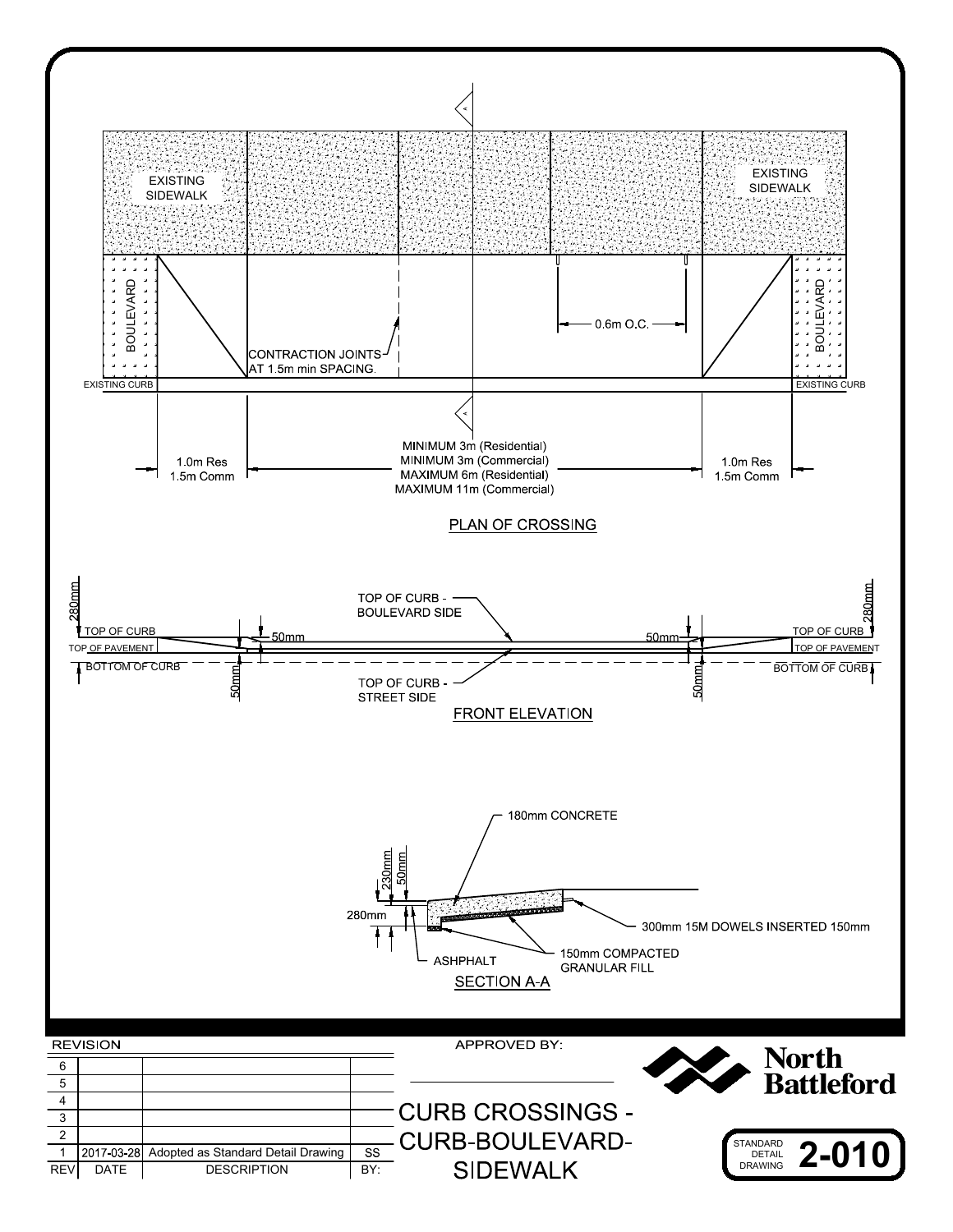EXISTING SIDEWALK

EXISTING SIDEWALK

BOULEVARD

BOULEVARD

CONTRACTION JOINTS AT 1.5m min SPACING.

0.6m O.C.

EXISTING CURB

EXISTING CURB

1.0m Res
1.5m Comm

MINIMUM 3m (Residential)
MINIMUM 3m (Commercial)
MAXIMUM 6m (Residential)
MAXIMUM 11m (Commercial)

1.0m Res
1.5m Comm

PLAN OF CROSSING

280mm

TOP OF CURB

TOP OF PAVEMENT

BOTTOM OF CURB

50mm

50mm

TOP OF CURB - BOULEVARD SIDE

TOP OF CURB - STREET SIDE

50mm

50mm

280mm

TOP OF CURB

TOP OF PAVEMENT

BOTTOM OF CURB

FRONT ELEVATION

180mm CONCRETE

230mm

50mm

280mm

300mm 15M DOWELS INSERTED 150mm

ASHPHALT

150mm COMPACTED GRANULAR FILL

SECTION A-A

REVISION

| REV | DATE | DESCRIPTION | BY: |
| --- | --- | --- | --- |
| 6 | | | |
| 5 | | | |
| 4 | | | |
| 3 | | | |
| 2 | | | |
| 1 | 2017-03-28 | Adopted as Standard Detail Drawing | SS |

APPROVED BY:

CURB CROSSINGS - CURB-BOULEVARD-SIDEWALK

North Battleford

STANDARD DETAIL DRAWING **2-010**